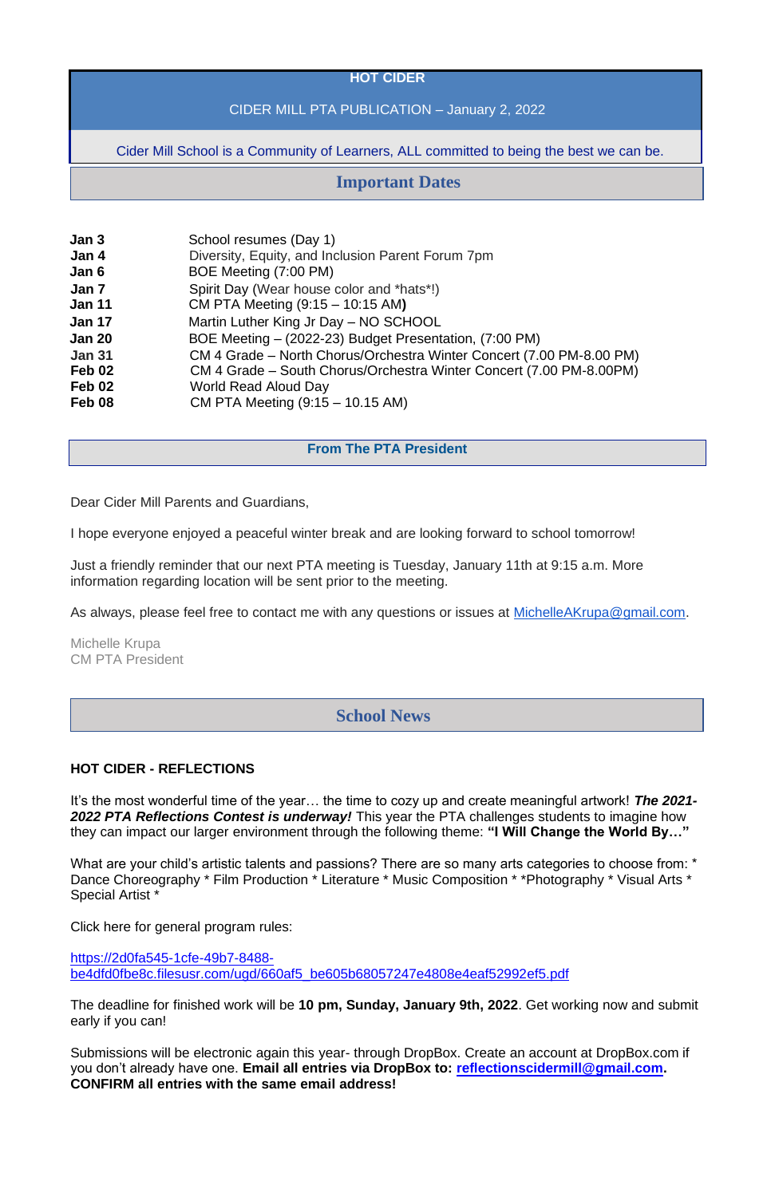# HOT CIDER

CIDER MILL PTA PUBLICATION – January 2, 2022

Cider Mill School is a Community of Learners, ALL committed to being the best we can be.

## Important Dates

| | |
|---|---|
| **Jan 3** | School resumes (Day 1) |
| **Jan 4** | Diversity, Equity, and Inclusion Parent Forum 7pm |
| **Jan 6** | BOE Meeting (7:00 PM) |
| **Jan 7** | Spirit Day (Wear house color and *hats*!) |
| **Jan 11** | CM PTA Meeting (9:15 – 10:15 AM**)** |
| **Jan 17** | Martin Luther King Jr Day – NO SCHOOL |
| **Jan 20** | BOE Meeting – (2022-23) Budget Presentation, (7:00 PM) |
| **Jan 31** | CM 4 Grade – North Chorus/Orchestra Winter Concert (7.00 PM-8.00 PM) |
| **Feb 02** | CM 4 Grade – South Chorus/Orchestra Winter Concert (7.00 PM-8.00PM) |
| **Feb 02** | World Read Aloud Day |
| **Feb 08** | CM PTA Meeting (9:15 – 10.15 AM) |

## From The PTA President

Dear Cider Mill Parents and Guardians,

I hope everyone enjoyed a peaceful winter break and are looking forward to school tomorrow!

Just a friendly reminder that our next PTA meeting is Tuesday, January 11th at 9:15 a.m. More information regarding location will be sent prior to the meeting.

As always, please feel free to contact me with any questions or issues at MichelleAKrupa@gmail.com.

Michelle Krupa
CM PTA President

## School News

### HOT CIDER - REFLECTIONS

It's the most wonderful time of the year… the time to cozy up and create meaningful artwork! ***The 2021-2022 PTA Reflections Contest is underway!*** This year the PTA challenges students to imagine how they can impact our larger environment through the following theme: **"I Will Change the World By…"**

What are your child's artistic talents and passions? There are so many arts categories to choose from: * Dance Choreography * Film Production * Literature * Music Composition * *Photography * Visual Arts * Special Artist *

Click here for general program rules:

https://2d0fa545-1cfe-49b7-8488-be4dfd0fbe8c.filesusr.com/ugd/660af5_be605b68057247e4808e4eaf52992ef5.pdf

The deadline for finished work will be **10 pm, Sunday, January 9th, 2022**. Get working now and submit early if you can!

Submissions will be electronic again this year- through DropBox. Create an account at DropBox.com if you don't already have one. **Email all entries via DropBox to: reflectionscidermill@gmail.com. CONFIRM all entries with the same email address!**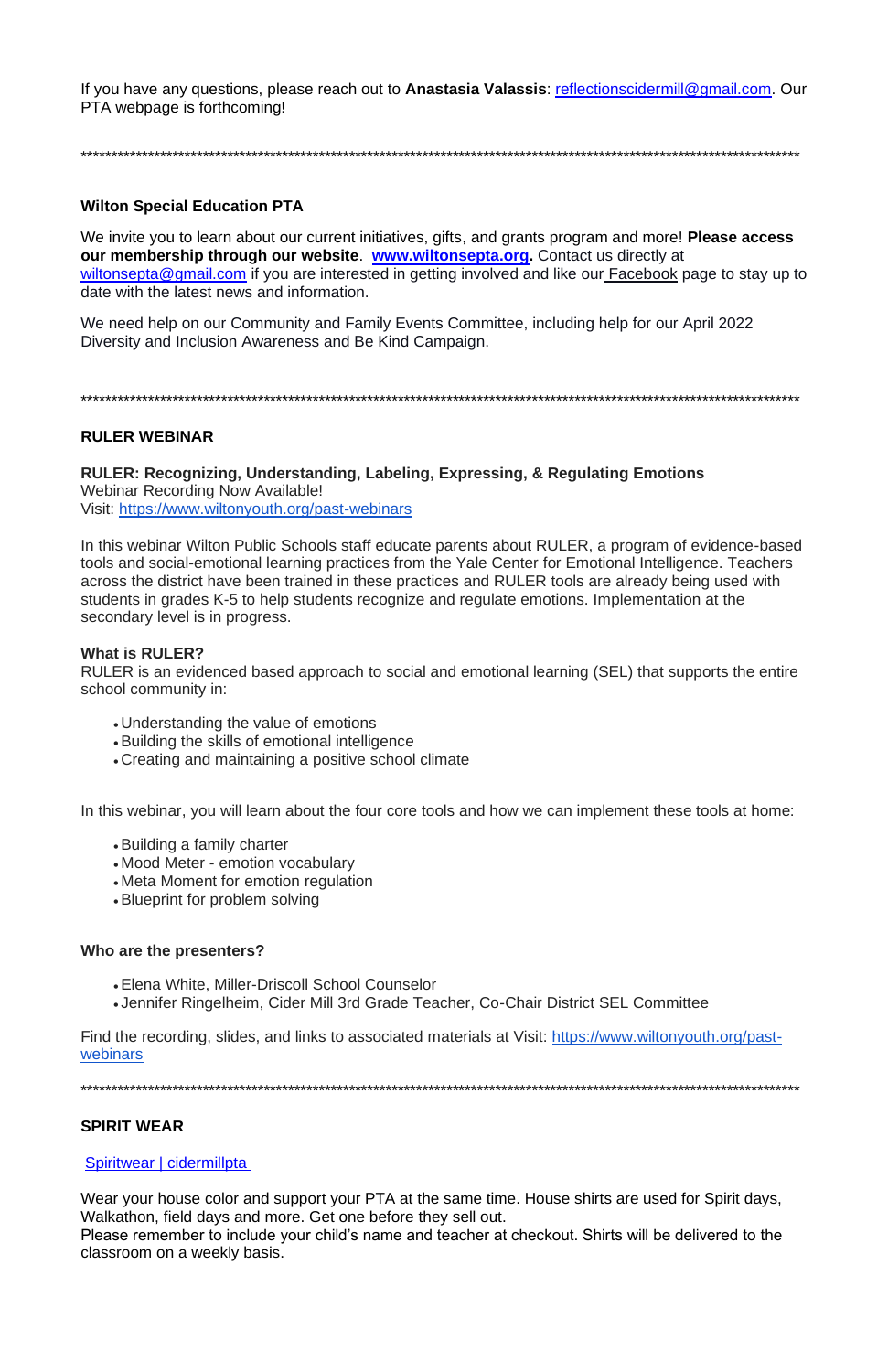If you have any questions, please reach out to **Anastasia Valassis**: reflectionscidermill@gmail.com. Our PTA webpage is forthcoming!

******************************************************************************************************************

**Wilton Special Education PTA**

We invite you to learn about our current initiatives, gifts, and grants program and more! **Please access our membership through our website**. **www.wiltonsepta.org.** Contact us directly at wiltonsepta@gmail.com if you are interested in getting involved and like our Facebook page to stay up to date with the latest news and information.

We need help on our Community and Family Events Committee, including help for our April 2022 Diversity and Inclusion Awareness and Be Kind Campaign.

******************************************************************************************************************

**RULER WEBINAR**

**RULER: Recognizing, Understanding, Labeling, Expressing, & Regulating Emotions**
Webinar Recording Now Available!
Visit: https://www.wiltonyouth.org/past-webinars

In this webinar Wilton Public Schools staff educate parents about RULER, a program of evidence-based tools and social-emotional learning practices from the Yale Center for Emotional Intelligence. Teachers across the district have been trained in these practices and RULER tools are already being used with students in grades K-5 to help students recognize and regulate emotions. Implementation at the secondary level is in progress.

**What is RULER?**
RULER is an evidenced based approach to social and emotional learning (SEL) that supports the entire school community in:

- Understanding the value of emotions
- Building the skills of emotional intelligence
- Creating and maintaining a positive school climate

In this webinar, you will learn about the four core tools and how we can implement these tools at home:

- Building a family charter
- Mood Meter - emotion vocabulary
- Meta Moment for emotion regulation
- Blueprint for problem solving

**Who are the presenters?**

- Elena White, Miller-Driscoll School Counselor
- Jennifer Ringelheim, Cider Mill 3rd Grade Teacher, Co-Chair District SEL Committee

Find the recording, slides, and links to associated materials at Visit: https://www.wiltonyouth.org/past-webinars

******************************************************************************************************************

**SPIRIT WEAR**

Spiritwear | cidermillpta

Wear your house color and support your PTA at the same time. House shirts are used for Spirit days, Walkathon, field days and more. Get one before they sell out.
Please remember to include your child's name and teacher at checkout. Shirts will be delivered to the classroom on a weekly basis.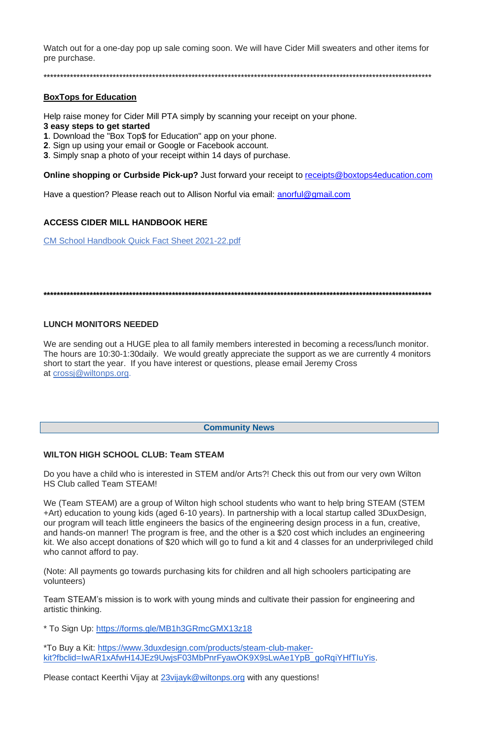Watch out for a one-day pop up sale coming soon. We will have Cider Mill sweaters and other items for pre purchase.

*********************************************************************************************************************

**BoxTops for Education**

Help raise money for Cider Mill PTA simply by scanning your receipt on your phone.
**3 easy steps to get started**
**1**. Download the "Box Top$ for Education" app on your phone.
**2**. Sign up using your email or Google or Facebook account.
**3**. Simply snap a photo of your receipt within 14 days of purchase.

**Online shopping or Curbside Pick-up?** Just forward your receipt to receipts@boxtops4education.com

Have a question? Please reach out to Allison Norful via email: anorful@gmail.com

**ACCESS CIDER MILL HANDBOOK HERE**

CM School Handbook Quick Fact Sheet 2021-22.pdf

*********************************************************************************************************************

**LUNCH MONITORS NEEDED**

We are sending out a HUGE plea to all family members interested in becoming a recess/lunch monitor. The hours are 10:30-1:30daily. We would greatly appreciate the support as we are currently 4 monitors short to start the year. If you have interest or questions, please email Jeremy Cross at crossj@wiltonps.org.

## Community News

**WILTON HIGH SCHOOL CLUB: Team STEAM**

Do you have a child who is interested in STEM and/or Arts?! Check this out from our very own Wilton HS Club called Team STEAM!

We (Team STEAM) are a group of Wilton high school students who want to help bring STEAM (STEM +Art) education to young kids (aged 6-10 years). In partnership with a local startup called 3DuxDesign, our program will teach little engineers the basics of the engineering design process in a fun, creative, and hands-on manner! The program is free, and the other is a $20 cost which includes an engineering kit. We also accept donations of $20 which will go to fund a kit and 4 classes for an underprivileged child who cannot afford to pay.

(Note: All payments go towards purchasing kits for children and all high schoolers participating are volunteers)

Team STEAM's mission is to work with young minds and cultivate their passion for engineering and artistic thinking.

* To Sign Up: https://forms.gle/MB1h3GRmcGMX13z18

*To Buy a Kit: https://www.3duxdesign.com/products/steam-club-maker-kit?fbclid=IwAR1xAfwH14JEz9UwjsF03MbPnrFyawOK9X9sLwAe1YpB_goRqiYHfTIuYis.

Please contact Keerthi Vijay at 23vijayk@wiltonps.org with any questions!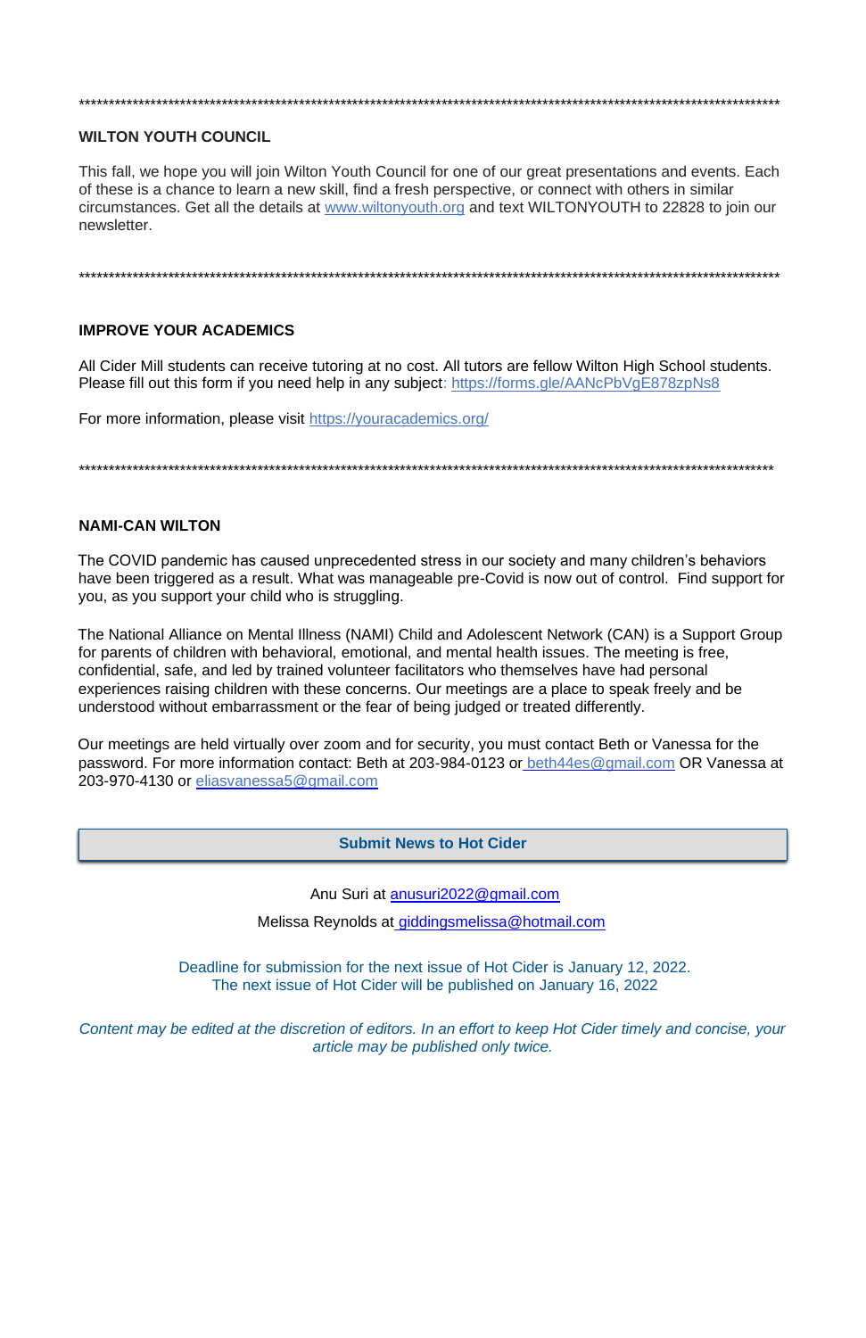*****************************************************************************************************************

**WILTON YOUTH COUNCIL**

This fall, we hope you will join Wilton Youth Council for one of our great presentations and events. Each of these is a chance to learn a new skill, find a fresh perspective, or connect with others in similar circumstances. Get all the details at [www.wiltonyouth.org](http://www.wiltonyouth.org) and text WILTONYOUTH to 22828 to join our newsletter.

*****************************************************************************************************************

**IMPROVE YOUR ACADEMICS**

All Cider Mill students can receive tutoring at no cost. All tutors are fellow Wilton High School students. Please fill out this form if you need help in any subject: [https://forms.gle/AANcPbVgE878zpNs8](https://forms.gle/AANcPbVgE878zpNs8)

For more information, please visit [https://youracademics.org/](https://youracademics.org/)

****************************************************************************************************************

**NAMI-CAN WILTON**

The COVID pandemic has caused unprecedented stress in our society and many children's behaviors have been triggered as a result. What was manageable pre-Covid is now out of control. Find support for you, as you support your child who is struggling.

The National Alliance on Mental Illness (NAMI) Child and Adolescent Network (CAN) is a Support Group for parents of children with behavioral, emotional, and mental health issues. The meeting is free, confidential, safe, and led by trained volunteer facilitators who themselves have had personal experiences raising children with these concerns. Our meetings are a place to speak freely and be understood without embarrassment or the fear of being judged or treated differently.

Our meetings are held virtually over zoom and for security, you must contact Beth or Vanessa for the password. For more information contact: Beth at 203-984-0123 or [beth44es@gmail.com](mailto:beth44es@gmail.com) OR Vanessa at 203-970-4130 or [eliasvanessa5@gmail.com](mailto:eliasvanessa5@gmail.com)

**Submit News to Hot Cider**

Anu Suri at [anusuri2022@gmail.com](mailto:anusuri2022@gmail.com)

Melissa Reynolds at [giddingsmelissa@hotmail.com](mailto:giddingsmelissa@hotmail.com)

Deadline for submission for the next issue of Hot Cider is January 12, 2022.
The next issue of Hot Cider will be published on January 16, 2022

*Content may be edited at the discretion of editors. In an effort to keep Hot Cider timely and concise, your article may be published only twice.*